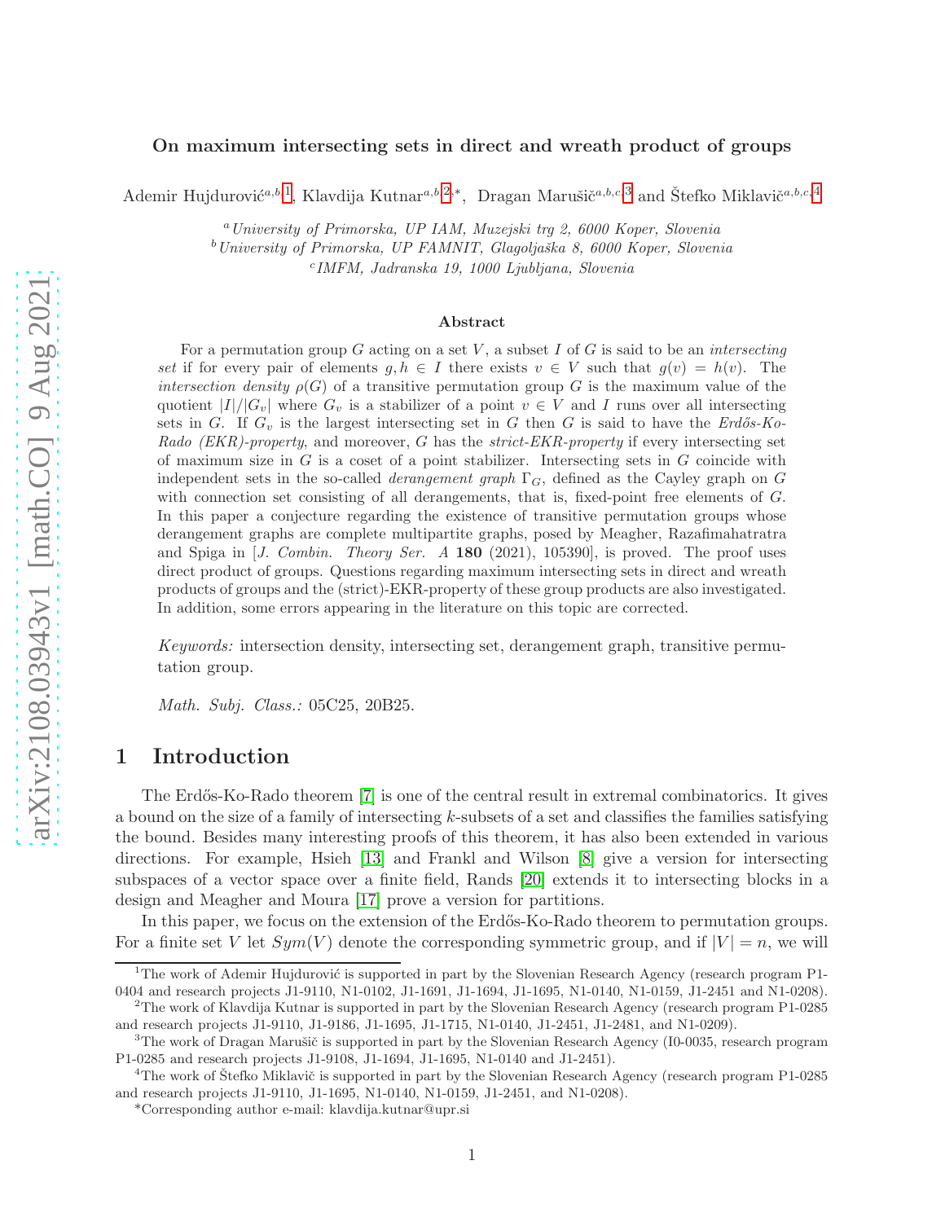# On maximum intersecting sets in direct and wreath product of groups

Ademir Hujdurović[a,b,1], Klavdija Kutnar[a,b,2,*], Dragan Marušič[a,b,c,3] and Štefko Miklavič[a,b,c,4]

[a] University of Primorska, UP IAM, Muzejski trg 2, 6000 Koper, Slovenia

[b] University of Primorska, UP FAMNIT, Glagoljaška 8, 6000 Koper, Slovenia

[c] IMFM, Jadranska 19, 1000 Ljubljana, Slovenia

### Abstract

For a permutation group $G$ acting on a set $V$, a subset $I$ of $G$ is said to be an *intersecting set* if for every pair of elements $g, h \in I$ there exists $v \in V$ such that $g(v) = h(v)$. The *intersection density* $\rho(G)$ of a transitive permutation group $G$ is the maximum value of the quotient $|I|/|G_v|$ where $G_v$ is a stabilizer of a point $v \in V$ and $I$ runs over all intersecting sets in $G$. If $G_v$ is the largest intersecting set in $G$ then $G$ is said to have the *Erdős-Ko-Rado (EKR)-property*, and moreover, $G$ has the *strict-EKR-property* if every intersecting set of maximum size in $G$ is a coset of a point stabilizer. Intersecting sets in $G$ coincide with independent sets in the so-called *derangement graph* $\Gamma_G$, defined as the Cayley graph on $G$ with connection set consisting of all derangements, that is, fixed-point free elements of $G$. In this paper a conjecture regarding the existence of transitive permutation groups whose derangement graphs are complete multipartite graphs, posed by Meagher, Razafimahatratra and Spiga in [*J. Combin. Theory Ser. A* **180** (2021), 105390], is proved. The proof uses direct product of groups. Questions regarding maximum intersecting sets in direct and wreath products of groups and the (strict)-EKR-property of these group products are also investigated. In addition, some errors appearing in the literature on this topic are corrected.

*Keywords:* intersection density, intersecting set, derangement graph, transitive permutation group.

*Math. Subj. Class.:* 05C25, 20B25.

## 1 Introduction

The Erdős-Ko-Rado theorem [7] is one of the central result in extremal combinatorics. It gives a bound on the size of a family of intersecting $k$-subsets of a set and classifies the families satisfying the bound. Besides many interesting proofs of this theorem, it has also been extended in various directions. For example, Hsieh [13] and Frankl and Wilson [8] give a version for intersecting subspaces of a vector space over a finite field, Rands [20] extends it to intersecting blocks in a design and Meagher and Moura [17] prove a version for partitions.

In this paper, we focus on the extension of the Erdős-Ko-Rado theorem to permutation groups. For a finite set $V$ let $Sym(V)$ denote the corresponding symmetric group, and if $|V| = n$, we will

[1] The work of Ademir Hujdurović is supported in part by the Slovenian Research Agency (research program P1-0404 and research projects J1-9110, N1-0102, J1-1691, J1-1694, J1-1695, N1-0140, N1-0159, J1-2451 and N1-0208).

[2] The work of Klavdija Kutnar is supported in part by the Slovenian Research Agency (research program P1-0285 and research projects J1-9110, J1-9186, J1-1695, J1-1715, N1-0140, J1-2451, J1-2481, and N1-0209).

[3] The work of Dragan Marušič is supported in part by the Slovenian Research Agency (I0-0035, research program P1-0285 and research projects J1-9108, J1-1694, J1-1695, N1-0140 and J1-2451).

[4] The work of Štefko Miklavič is supported in part by the Slovenian Research Agency (research program P1-0285 and research projects J1-9110, J1-1695, N1-0140, N1-0159, J1-2451, and N1-0208).

*Corresponding author e-mail: klavdija.kutnar@upr.si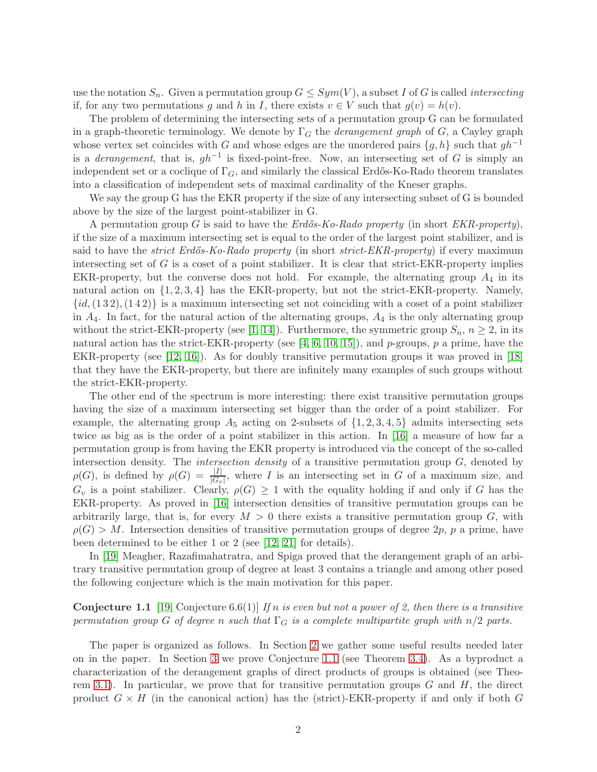use the notation $S_n$. Given a permutation group $G \leq Sym(V)$, a subset $I$ of $G$ is called *intersecting* if, for any two permutations $g$ and $h$ in $I$, there exists $v \in V$ such that $g(v) = h(v)$.

The problem of determining the intersecting sets of a permutation group G can be formulated in a graph-theoretic terminology. We denote by $\Gamma_G$ the *derangement graph* of $G$, a Cayley graph whose vertex set coincides with $G$ and whose edges are the unordered pairs $\{g, h\}$ such that $gh^{-1}$ is a *derangement*, that is, $gh^{-1}$ is fixed-point-free. Now, an intersecting set of $G$ is simply an independent set or a coclique of $\Gamma_G$, and similarly the classical Erdős-Ko-Rado theorem translates into a classification of independent sets of maximal cardinality of the Kneser graphs.

We say the group G has the EKR property if the size of any intersecting subset of G is bounded above by the size of the largest point-stabilizer in G.

A permutation group $G$ is said to have the *Erdős-Ko-Rado property* (in short *EKR-property*), if the size of a maximum intersecting set is equal to the order of the largest point stabilizer, and is said to have the *strict Erdős-Ko-Rado property* (in short *strict-EKR-property*) if every maximum intersecting set of $G$ is a coset of a point stabilizer. It is clear that strict-EKR-property implies EKR-property, but the converse does not hold. For example, the alternating group $A_4$ in its natural action on $\{1, 2, 3, 4\}$ has the EKR-property, but not the strict-EKR-property. Namely, $\{id, (1\,3\,2), (1\,4\,2)\}$ is a maximum intersecting set not coinciding with a coset of a point stabilizer in $A_4$. In fact, for the natural action of the alternating groups, $A_4$ is the only alternating group without the strict-EKR-property (see [1, 14]). Furthermore, the symmetric group $S_n$, $n \geq 2$, in its natural action has the strict-EKR-property (see [4, 6, 10, 15]), and $p$-groups, $p$ a prime, have the EKR-property (see [12, 16]). As for doubly transitive permutation groups it was proved in [18] that they have the EKR-property, but there are infinitely many examples of such groups without the strict-EKR-property.

The other end of the spectrum is more interesting: there exist transitive permutation groups having the size of a maximum intersecting set bigger than the order of a point stabilizer. For example, the alternating group $A_5$ acting on 2-subsets of $\{1, 2, 3, 4, 5\}$ admits intersecting sets twice as big as is the order of a point stabilizer in this action. In [16] a measure of how far a permutation group is from having the EKR property is introduced via the concept of the so-called intersection density. The *intersection density* of a transitive permutation group $G$, denoted by $\rho(G)$, is defined by $\rho(G) = \frac{|I|}{|G_v|}$, where $I$ is an intersecting set in $G$ of a maximum size, and $G_v$ is a point stabilizer. Clearly, $\rho(G) \geq 1$ with the equality holding if and only if $G$ has the EKR-property. As proved in [16] intersection densities of transitive permutation groups can be arbitrarily large, that is, for every $M > 0$ there exists a transitive permutation group $G$, with $\rho(G) > M$. Intersection densities of transitive permutation groups of degree $2p$, $p$ a prime, have been determined to be either 1 or 2 (see [12, 21] for details).

In [19] Meagher, Razafimahatratra, and Spiga proved that the derangement graph of an arbitrary transitive permutation group of degree at least 3 contains a triangle and among other posed the following conjecture which is the main motivation for this paper.

**Conjecture 1.1** [19, Conjecture 6.6(1)] *If $n$ is even but not a power of 2, then there is a transitive permutation group $G$ of degree $n$ such that $\Gamma_G$ is a complete multipartite graph with $n/2$ parts.*

The paper is organized as follows. In Section 2 we gather some useful results needed later on in the paper. In Section 3 we prove Conjecture 1.1 (see Theorem 3.4). As a byproduct a characterization of the derangement graphs of direct products of groups is obtained (see Theorem 3.1). In particular, we prove that for transitive permutation groups $G$ and $H$, the direct product $G \times H$ (in the canonical action) has the (strict)-EKR-property if and only if both $G$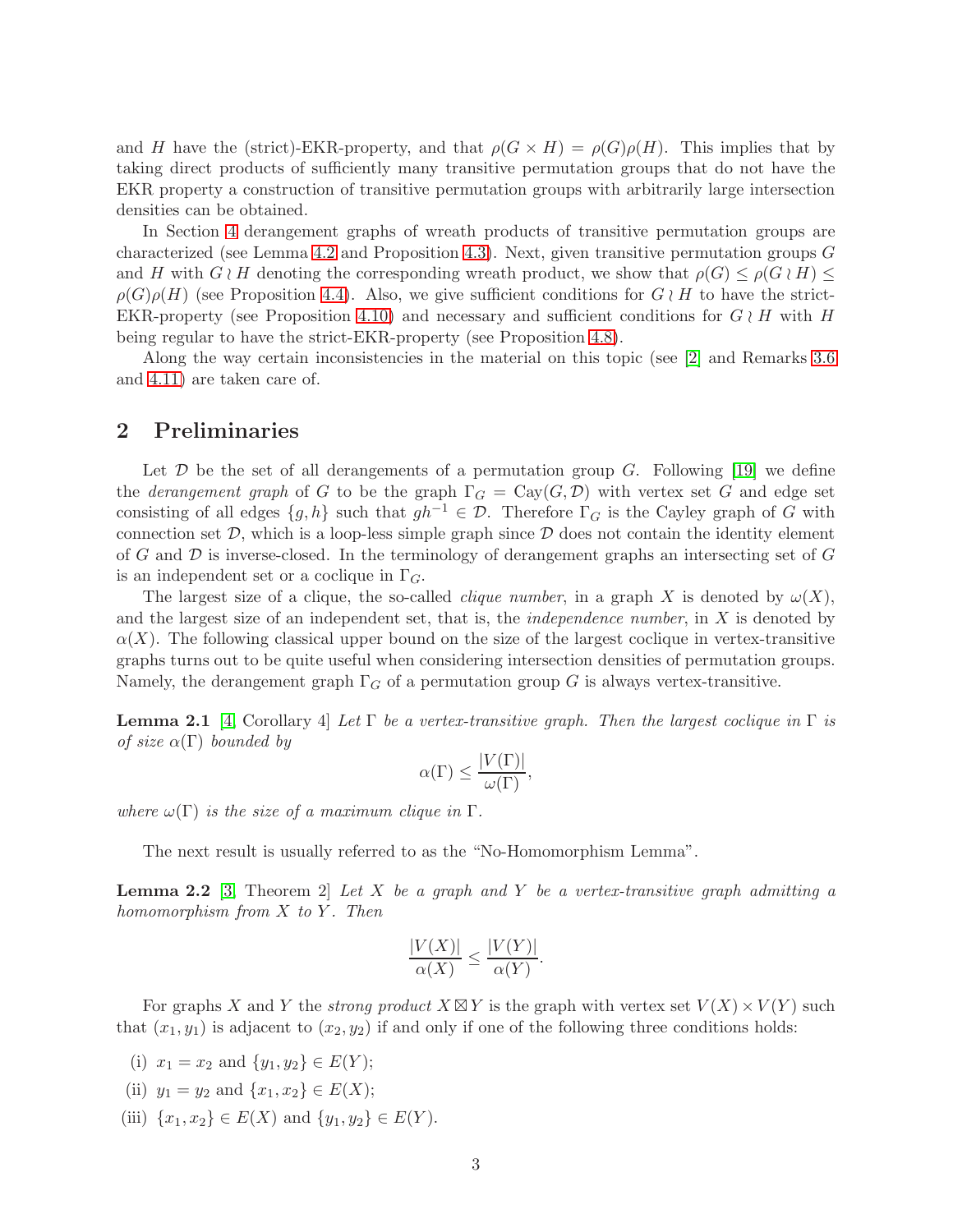and $H$ have the (strict)-EKR-property, and that $\rho(G \times H) = \rho(G)\rho(H)$. This implies that by taking direct products of sufficiently many transitive permutation groups that do not have the EKR property a construction of transitive permutation groups with arbitrarily large intersection densities can be obtained.

In Section 4 derangement graphs of wreath products of transitive permutation groups are characterized (see Lemma 4.2 and Proposition 4.3). Next, given transitive permutation groups $G$ and $H$ with $G \wr H$ denoting the corresponding wreath product, we show that $\rho(G) \leq \rho(G \wr H) \leq \rho(G)\rho(H)$ (see Proposition 4.4). Also, we give sufficient conditions for $G \wr H$ to have the strict-EKR-property (see Proposition 4.10) and necessary and sufficient conditions for $G \wr H$ with $H$ being regular to have the strict-EKR-property (see Proposition 4.8).

Along the way certain inconsistencies in the material on this topic (see [2] and Remarks 3.6 and 4.11) are taken care of.

## 2 Preliminaries

Let $\mathcal{D}$ be the set of all derangements of a permutation group $G$. Following [19] we define the *derangement graph* of $G$ to be the graph $\Gamma_G = \mathrm{Cay}(G, \mathcal{D})$ with vertex set $G$ and edge set consisting of all edges $\{g, h\}$ such that $gh^{-1} \in \mathcal{D}$. Therefore $\Gamma_G$ is the Cayley graph of $G$ with connection set $\mathcal{D}$, which is a loop-less simple graph since $\mathcal{D}$ does not contain the identity element of $G$ and $\mathcal{D}$ is inverse-closed. In the terminology of derangement graphs an intersecting set of $G$ is an independent set or a coclique in $\Gamma_G$.

The largest size of a clique, the so-called *clique number*, in a graph $X$ is denoted by $\omega(X)$, and the largest size of an independent set, that is, the *independence number*, in $X$ is denoted by $\alpha(X)$. The following classical upper bound on the size of the largest coclique in vertex-transitive graphs turns out to be quite useful when considering intersection densities of permutation groups. Namely, the derangement graph $\Gamma_G$ of a permutation group $G$ is always vertex-transitive.

**Lemma 2.1** [4, Corollary 4] *Let $\Gamma$ be a vertex-transitive graph. Then the largest coclique in $\Gamma$ is of size $\alpha(\Gamma)$ bounded by*

$$\alpha(\Gamma) \leq \frac{|V(\Gamma)|}{\omega(\Gamma)},$$

*where $\omega(\Gamma)$ is the size of a maximum clique in $\Gamma$.*

The next result is usually referred to as the "No-Homomorphism Lemma".

**Lemma 2.2** [3, Theorem 2] *Let $X$ be a graph and $Y$ be a vertex-transitive graph admitting a homomorphism from $X$ to $Y$. Then*

$$\frac{|V(X)|}{\alpha(X)} \leq \frac{|V(Y)|}{\alpha(Y)}.$$

For graphs $X$ and $Y$ the *strong product* $X \boxtimes Y$ is the graph with vertex set $V(X) \times V(Y)$ such that $(x_1, y_1)$ is adjacent to $(x_2, y_2)$ if and only if one of the following three conditions holds:

(i) $x_1 = x_2$ and $\{y_1, y_2\} \in E(Y)$;

(ii) $y_1 = y_2$ and $\{x_1, x_2\} \in E(X)$;

(iii) $\{x_1, x_2\} \in E(X)$ and $\{y_1, y_2\} \in E(Y)$.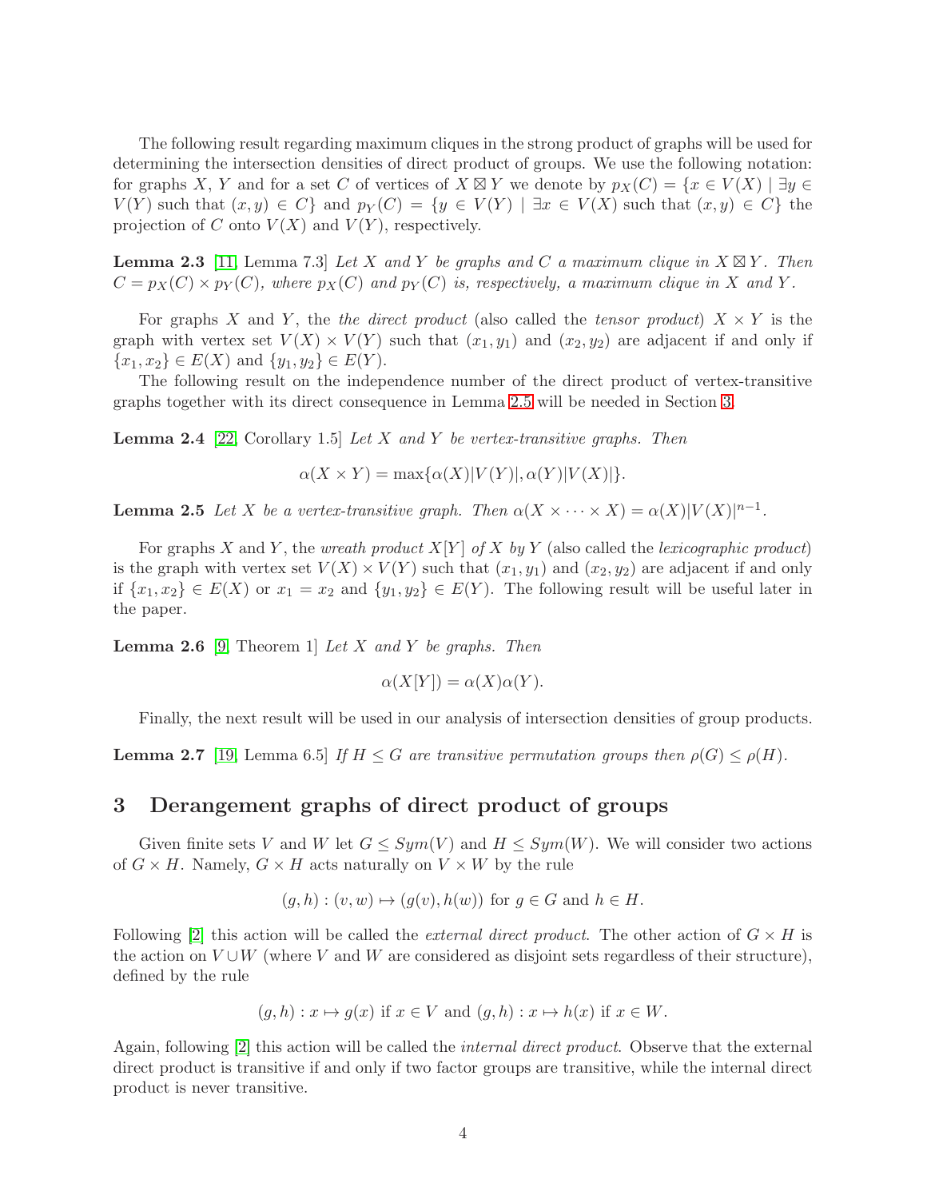The following result regarding maximum cliques in the strong product of graphs will be used for determining the intersection densities of direct product of groups. We use the following notation: for graphs $X$, $Y$ and for a set $C$ of vertices of $X \boxtimes Y$ we denote by $p_X(C) = \{x \in V(X) \mid \exists y \in V(Y)$ such that $(x, y) \in C\}$ and $p_Y(C) = \{y \in V(Y) \mid \exists x \in V(X)$ such that $(x, y) \in C\}$ the projection of $C$ onto $V(X)$ and $V(Y)$, respectively.

**Lemma 2.3** [11, Lemma 7.3] *Let $X$ and $Y$ be graphs and $C$ a maximum clique in $X \boxtimes Y$. Then $C = p_X(C) \times p_Y(C)$, where $p_X(C)$ and $p_Y(C)$ is, respectively, a maximum clique in $X$ and $Y$.*

For graphs $X$ and $Y$, the *the direct product* (also called the *tensor product*) $X \times Y$ is the graph with vertex set $V(X) \times V(Y)$ such that $(x_1, y_1)$ and $(x_2, y_2)$ are adjacent if and only if $\{x_1, x_2\} \in E(X)$ and $\{y_1, y_2\} \in E(Y)$.

The following result on the independence number of the direct product of vertex-transitive graphs together with its direct consequence in Lemma 2.5 will be needed in Section 3.

**Lemma 2.4** [22, Corollary 1.5] *Let $X$ and $Y$ be vertex-transitive graphs. Then*

$$\alpha(X \times Y) = \max\{\alpha(X)|V(Y)|, \alpha(Y)|V(X)|\}.$$

**Lemma 2.5** *Let $X$ be a vertex-transitive graph. Then $\alpha(X \times \cdots \times X) = \alpha(X)|V(X)|^{n-1}$.*

For graphs $X$ and $Y$, the *wreath product $X[Y]$ of $X$ by $Y$* (also called the *lexicographic product*) is the graph with vertex set $V(X) \times V(Y)$ such that $(x_1, y_1)$ and $(x_2, y_2)$ are adjacent if and only if $\{x_1, x_2\} \in E(X)$ or $x_1 = x_2$ and $\{y_1, y_2\} \in E(Y)$. The following result will be useful later in the paper.

**Lemma 2.6** [9, Theorem 1] *Let $X$ and $Y$ be graphs. Then*

$$\alpha(X[Y]) = \alpha(X)\alpha(Y).$$

Finally, the next result will be used in our analysis of intersection densities of group products.

**Lemma 2.7** [19, Lemma 6.5] *If $H \leq G$ are transitive permutation groups then $\rho(G) \leq \rho(H)$.*

## 3 Derangement graphs of direct product of groups

Given finite sets $V$ and $W$ let $G \leq Sym(V)$ and $H \leq Sym(W)$. We will consider two actions of $G \times H$. Namely, $G \times H$ acts naturally on $V \times W$ by the rule

$$(g, h) : (v, w) \mapsto (g(v), h(w)) \text{ for } g \in G \text{ and } h \in H.$$

Following [2] this action will be called the *external direct product*. The other action of $G \times H$ is the action on $V \cup W$ (where $V$ and $W$ are considered as disjoint sets regardless of their structure), defined by the rule

$$(g, h) : x \mapsto g(x) \text{ if } x \in V \text{ and } (g, h) : x \mapsto h(x) \text{ if } x \in W.$$

Again, following [2] this action will be called the *internal direct product*. Observe that the external direct product is transitive if and only if two factor groups are transitive, while the internal direct product is never transitive.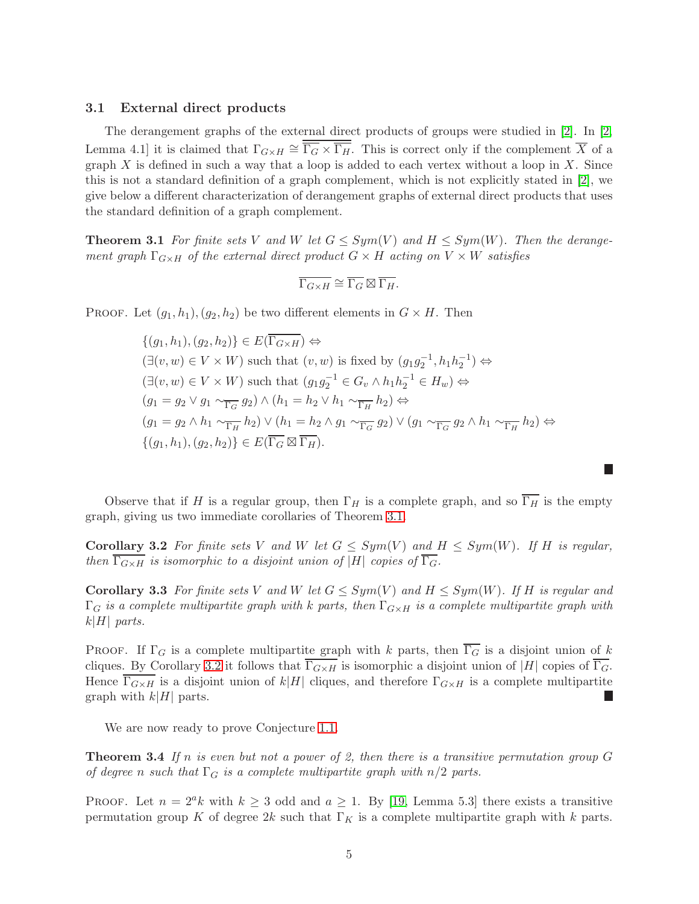### 3.1 External direct products

The derangement graphs of the external direct products of groups were studied in [2]. In [2, Lemma 4.1] it is claimed that $\Gamma_{G\times H} \cong \overline{\overline{\Gamma_G} \times \overline{\Gamma_H}}$. This is correct only if the complement $\overline{X}$ of a graph $X$ is defined in such a way that a loop is added to each vertex without a loop in $X$. Since this is not a standard definition of a graph complement, which is not explicitly stated in [2], we give below a different characterization of derangement graphs of external direct products that uses the standard definition of a graph complement.

**Theorem 3.1** *For finite sets $V$ and $W$ let $G \leq Sym(V)$ and $H \leq Sym(W)$. Then the derangement graph $\Gamma_{G\times H}$ of the external direct product $G \times H$ acting on $V \times W$ satisfies*

$$\overline{\Gamma_{G\times H}} \cong \overline{\Gamma_G} \boxtimes \overline{\Gamma_H}.$$

Proof. Let $(g_1, h_1), (g_2, h_2)$ be two different elements in $G \times H$. Then

$$
\begin{aligned}
&\{(g_1,h_1),(g_2,h_2)\} \in E(\overline{\Gamma_{G\times H}}) \Leftrightarrow \\
&(\exists (v,w) \in V \times W) \text{ such that } (v,w) \text{ is fixed by } (g_1g_2^{-1}, h_1h_2^{-1}) \Leftrightarrow \\
&(\exists (v,w) \in V \times W) \text{ such that } (g_1g_2^{-1} \in G_v \wedge h_1h_2^{-1} \in H_w) \Leftrightarrow \\
&(g_1 = g_2 \vee g_1 \sim_{\overline{\Gamma_G}} g_2) \wedge (h_1 = h_2 \vee h_1 \sim_{\overline{\Gamma_H}} h_2) \Leftrightarrow \\
&(g_1 = g_2 \wedge h_1 \sim_{\overline{\Gamma_H}} h_2) \vee (h_1 = h_2 \wedge g_1 \sim_{\overline{\Gamma_G}} g_2) \vee (g_1 \sim_{\overline{\Gamma_G}} g_2 \wedge h_1 \sim_{\overline{\Gamma_H}} h_2) \Leftrightarrow \\
&\{(g_1,h_1),(g_2,h_2)\} \in E(\overline{\Gamma_G} \boxtimes \overline{\Gamma_H}).
\end{aligned}
$$

■

Observe that if $H$ is a regular group, then $\Gamma_H$ is a complete graph, and so $\overline{\Gamma_H}$ is the empty graph, giving us two immediate corollaries of Theorem 3.1.

**Corollary 3.2** *For finite sets $V$ and $W$ let $G \leq Sym(V)$ and $H \leq Sym(W)$. If $H$ is regular, then $\overline{\Gamma_{G\times H}}$ is isomorphic to a disjoint union of $|H|$ copies of $\overline{\Gamma_G}$.*

**Corollary 3.3** *For finite sets $V$ and $W$ let $G \leq Sym(V)$ and $H \leq Sym(W)$. If $H$ is regular and $\Gamma_G$ is a complete multipartite graph with $k$ parts, then $\Gamma_{G\times H}$ is a complete multipartite graph with $k|H|$ parts.*

Proof. If $\Gamma_G$ is a complete multipartite graph with $k$ parts, then $\overline{\Gamma_G}$ is a disjoint union of $k$ cliques. By Corollary 3.2 it follows that $\overline{\Gamma_{G\times H}}$ is isomorphic a disjoint union of $|H|$ copies of $\overline{\Gamma_G}$. Hence $\overline{\Gamma_{G\times H}}$ is a disjoint union of $k|H|$ cliques, and therefore $\Gamma_{G\times H}$ is a complete multipartite graph with $k|H|$ parts. ■

We are now ready to prove Conjecture 1.1.

**Theorem 3.4** *If $n$ is even but not a power of 2, then there is a transitive permutation group $G$ of degree $n$ such that $\Gamma_G$ is a complete multipartite graph with $n/2$ parts.*

Proof. Let $n = 2^a k$ with $k \geq 3$ odd and $a \geq 1$. By [19, Lemma 5.3] there exists a transitive permutation group $K$ of degree $2k$ such that $\Gamma_K$ is a complete multipartite graph with $k$ parts.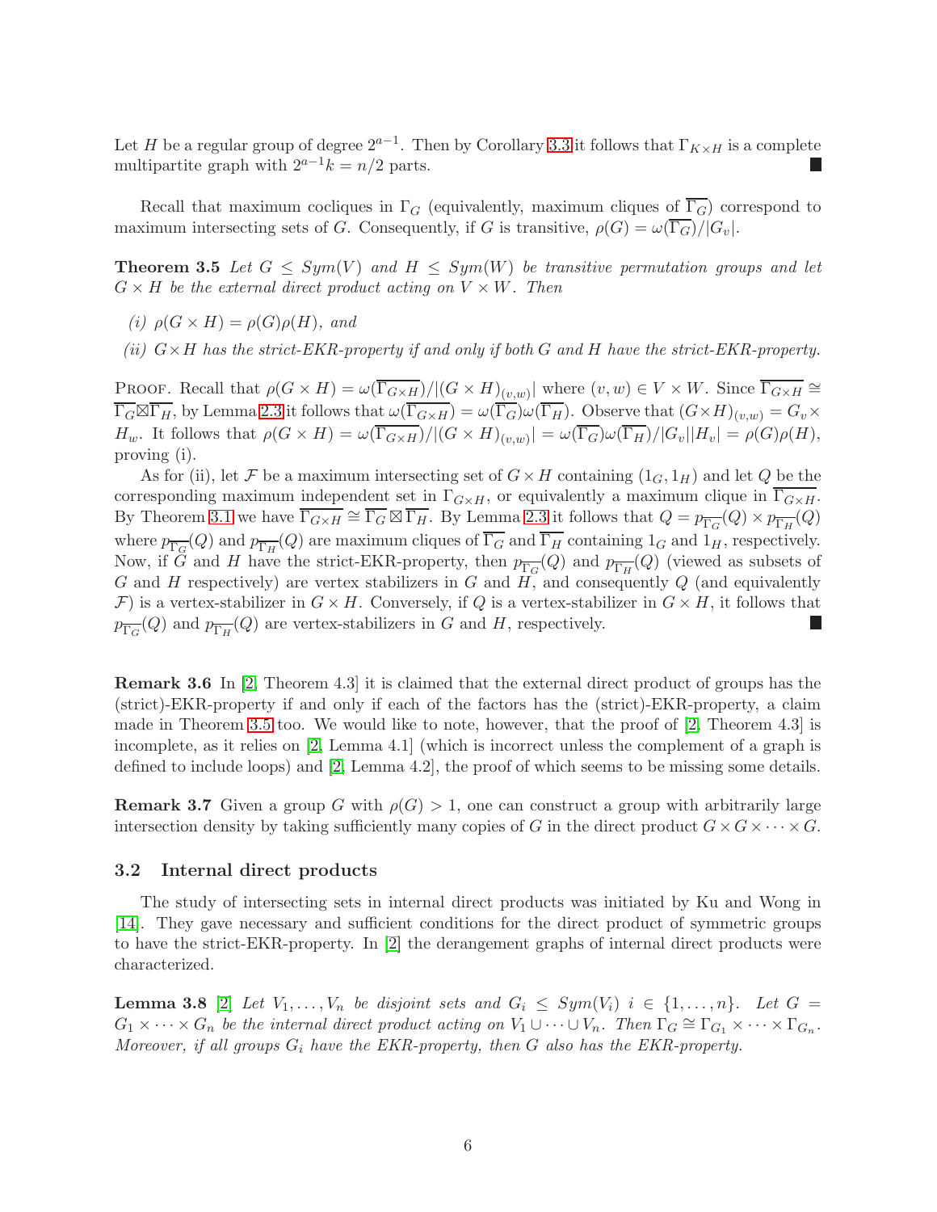Let $H$ be a regular group of degree $2^{a-1}$. Then by Corollary 3.3 it follows that $\Gamma_{K\times H}$ is a complete multipartite graph with $2^{a-1}k = n/2$ parts. ∎

Recall that maximum cocliques in $\Gamma_G$ (equivalently, maximum cliques of $\overline{\Gamma_G}$) correspond to maximum intersecting sets of $G$. Consequently, if $G$ is transitive, $\rho(G) = \omega(\overline{\Gamma_G})/|G_v|$.

**Theorem 3.5** *Let $G \leq Sym(V)$ and $H \leq Sym(W)$ be transitive permutation groups and let $G \times H$ be the external direct product acting on $V \times W$. Then*

*(i) $\rho(G \times H) = \rho(G)\rho(H)$, and*

*(ii) $G\times H$ has the strict-EKR-property if and only if both $G$ and $H$ have the strict-EKR-property.*

Proof. Recall that $\rho(G \times H) = \omega(\overline{\Gamma_{G\times H}})/|(G \times H)_{(v,w)}|$ where $(v, w) \in V \times W$. Since $\overline{\Gamma_{G\times H}} \cong \overline{\Gamma_G}\boxtimes\overline{\Gamma_H}$, by Lemma 2.3 it follows that $\omega(\overline{\Gamma_{G\times H}}) = \omega(\overline{\Gamma_G})\omega(\overline{\Gamma_H})$. Observe that $(G\times H)_{(v,w)} = G_v \times H_w$. It follows that $\rho(G \times H) = \omega(\overline{\Gamma_{G\times H}})/|(G \times H)_{(v,w)}| = \omega(\overline{\Gamma_G})\omega(\overline{\Gamma_H})/|G_v||H_v| = \rho(G)\rho(H)$, proving (i).

As for (ii), let $\mathcal{F}$ be a maximum intersecting set of $G \times H$ containing $(1_G, 1_H)$ and let $Q$ be the corresponding maximum independent set in $\Gamma_{G\times H}$, or equivalently a maximum clique in $\overline{\Gamma_{G\times H}}$. By Theorem 3.1 we have $\overline{\Gamma_{G\times H}} \cong \overline{\Gamma_G} \boxtimes \overline{\Gamma_H}$. By Lemma 2.3 it follows that $Q = p_{\overline{\Gamma_G}}(Q) \times p_{\overline{\Gamma_H}}(Q)$ where $p_{\overline{\Gamma_G}}(Q)$ and $p_{\overline{\Gamma_H}}(Q)$ are maximum cliques of $\overline{\Gamma_G}$ and $\overline{\Gamma_H}$ containing $1_G$ and $1_H$, respectively. Now, if $G$ and $H$ have the strict-EKR-property, then $p_{\overline{\Gamma_G}}(Q)$ and $p_{\overline{\Gamma_H}}(Q)$ (viewed as subsets of $G$ and $H$ respectively) are vertex stabilizers in $G$ and $H$, and consequently $Q$ (and equivalently $\mathcal{F}$) is a vertex-stabilizer in $G \times H$. Conversely, if $Q$ is a vertex-stabilizer in $G \times H$, it follows that $p_{\overline{\Gamma_G}}(Q)$ and $p_{\overline{\Gamma_H}}(Q)$ are vertex-stabilizers in $G$ and $H$, respectively. ∎

**Remark 3.6** In [2, Theorem 4.3] it is claimed that the external direct product of groups has the (strict)-EKR-property if and only if each of the factors has the (strict)-EKR-property, a claim made in Theorem 3.5 too. We would like to note, however, that the proof of [2, Theorem 4.3] is incomplete, as it relies on [2, Lemma 4.1] (which is incorrect unless the complement of a graph is defined to include loops) and [2, Lemma 4.2], the proof of which seems to be missing some details.

**Remark 3.7** Given a group $G$ with $\rho(G) > 1$, one can construct a group with arbitrarily large intersection density by taking sufficiently many copies of $G$ in the direct product $G \times G \times \cdots \times G$.

### 3.2 Internal direct products

The study of intersecting sets in internal direct products was initiated by Ku and Wong in [14]. They gave necessary and sufficient conditions for the direct product of symmetric groups to have the strict-EKR-property. In [2] the derangement graphs of internal direct products were characterized.

**Lemma 3.8** [2] *Let $V_1, \ldots, V_n$ be disjoint sets and $G_i \leq Sym(V_i)$ $i \in \{1, \ldots, n\}$. Let $G = G_1 \times \cdots \times G_n$ be the internal direct product acting on $V_1 \cup \cdots \cup V_n$. Then $\Gamma_G \cong \Gamma_{G_1} \times \cdots \times \Gamma_{G_n}$. Moreover, if all groups $G_i$ have the EKR-property, then $G$ also has the EKR-property.*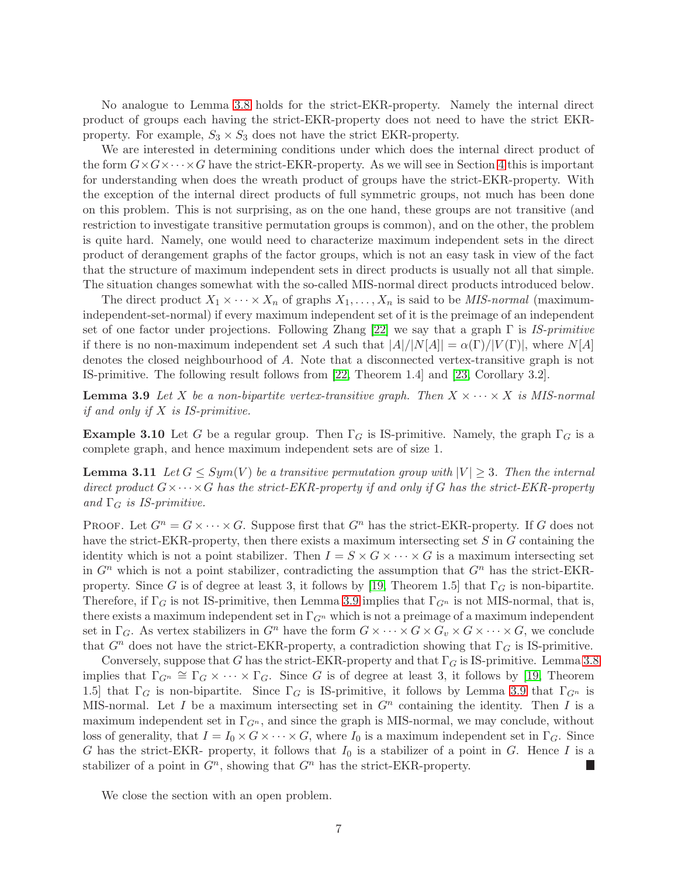No analogue to Lemma 3.8 holds for the strict-EKR-property. Namely the internal direct product of groups each having the strict-EKR-property does not need to have the strict EKR-property. For example, $S_3 \times S_3$ does not have the strict EKR-property.

We are interested in determining conditions under which does the internal direct product of the form $G \times G \times \cdots \times G$ have the strict-EKR-property. As we will see in Section 4 this is important for understanding when does the wreath product of groups have the strict-EKR-property. With the exception of the internal direct products of full symmetric groups, not much has been done on this problem. This is not surprising, as on the one hand, these groups are not transitive (and restriction to investigate transitive permutation groups is common), and on the other, the problem is quite hard. Namely, one would need to characterize maximum independent sets in the direct product of derangement graphs of the factor groups, which is not an easy task in view of the fact that the structure of maximum independent sets in direct products is usually not all that simple. The situation changes somewhat with the so-called MIS-normal direct products introduced below.

The direct product $X_1 \times \cdots \times X_n$ of graphs $X_1, \ldots, X_n$ is said to be *MIS-normal* (maximum-independent-set-normal) if every maximum independent set of it is the preimage of an independent set of one factor under projections. Following Zhang [22] we say that a graph $\Gamma$ is *IS-primitive* if there is no non-maximum independent set $A$ such that $|A|/|N[A]| = \alpha(\Gamma)/|V(\Gamma)|$, where $N[A]$ denotes the closed neighbourhood of $A$. Note that a disconnected vertex-transitive graph is not IS-primitive. The following result follows from [22, Theorem 1.4] and [23, Corollary 3.2].

**Lemma 3.9** *Let $X$ be a non-bipartite vertex-transitive graph. Then $X \times \cdots \times X$ is MIS-normal if and only if $X$ is IS-primitive.*

**Example 3.10** Let $G$ be a regular group. Then $\Gamma_G$ is IS-primitive. Namely, the graph $\Gamma_G$ is a complete graph, and hence maximum independent sets are of size 1.

**Lemma 3.11** *Let $G \leq Sym(V)$ be a transitive permutation group with $|V| \geq 3$. Then the internal direct product $G \times \cdots \times G$ has the strict-EKR-property if and only if $G$ has the strict-EKR-property and $\Gamma_G$ is IS-primitive.*

Proof. Let $G^n = G \times \cdots \times G$. Suppose first that $G^n$ has the strict-EKR-property. If $G$ does not have the strict-EKR-property, then there exists a maximum intersecting set $S$ in $G$ containing the identity which is not a point stabilizer. Then $I = S \times G \times \cdots \times G$ is a maximum intersecting set in $G^n$ which is not a point stabilizer, contradicting the assumption that $G^n$ has the strict-EKR-property. Since $G$ is of degree at least 3, it follows by [19, Theorem 1.5] that $\Gamma_G$ is non-bipartite. Therefore, if $\Gamma_G$ is not IS-primitive, then Lemma 3.9 implies that $\Gamma_{G^n}$ is not MIS-normal, that is, there exists a maximum independent set in $\Gamma_{G^n}$ which is not a preimage of a maximum independent set in $\Gamma_G$. As vertex stabilizers in $G^n$ have the form $G \times \cdots \times G \times G_v \times G \times \cdots \times G$, we conclude that $G^n$ does not have the strict-EKR-property, a contradiction showing that $\Gamma_G$ is IS-primitive.

Conversely, suppose that $G$ has the strict-EKR-property and that $\Gamma_G$ is IS-primitive. Lemma 3.8 implies that $\Gamma_{G^n} \cong \Gamma_G \times \cdots \times \Gamma_G$. Since $G$ is of degree at least 3, it follows by [19, Theorem 1.5] that $\Gamma_G$ is non-bipartite. Since $\Gamma_G$ is IS-primitive, it follows by Lemma 3.9 that $\Gamma_{G^n}$ is MIS-normal. Let $I$ be a maximum intersecting set in $G^n$ containing the identity. Then $I$ is a maximum independent set in $\Gamma_{G^n}$, and since the graph is MIS-normal, we may conclude, without loss of generality, that $I = I_0 \times G \times \cdots \times G$, where $I_0$ is a maximum independent set in $\Gamma_G$. Since $G$ has the strict-EKR- property, it follows that $I_0$ is a stabilizer of a point in $G$. Hence $I$ is a stabilizer of a point in $G^n$, showing that $G^n$ has the strict-EKR-property. ∎

We close the section with an open problem.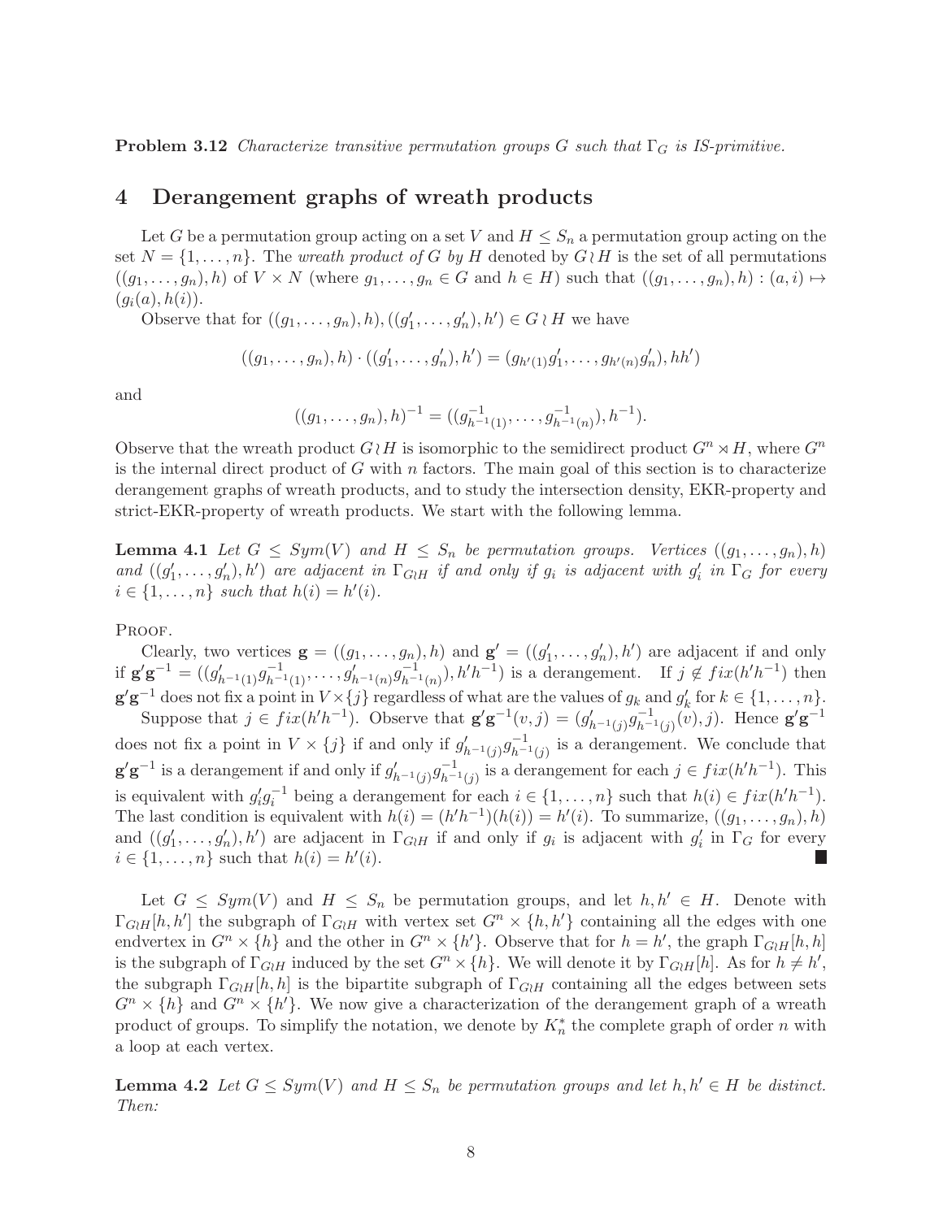**Problem 3.12** *Characterize transitive permutation groups $G$ such that $\Gamma_G$ is IS-primitive.*

## 4 Derangement graphs of wreath products

Let $G$ be a permutation group acting on a set $V$ and $H \leq S_n$ a permutation group acting on the set $N = \{1, \ldots, n\}$. The *wreath product of $G$ by $H$* denoted by $G \wr H$ is the set of all permutations $((g_1, \ldots, g_n), h)$ of $V \times N$ (where $g_1, \ldots, g_n \in G$ and $h \in H$) such that $((g_1, \ldots, g_n), h) : (a, i) \mapsto (g_i(a), h(i))$.

Observe that for $((g_1, \ldots, g_n), h), ((g'_1, \ldots, g'_n), h') \in G \wr H$ we have

$$((g_1, \ldots, g_n), h) \cdot ((g'_1, \ldots, g'_n), h') = (g_{h'(1)}g'_1, \ldots, g_{h'(n)}g'_n), hh')$$

and

$$((g_1, \ldots, g_n), h)^{-1} = ((g^{-1}_{h^{-1}(1)}, \ldots, g^{-1}_{h^{-1}(n)}), h^{-1}).$$

Observe that the wreath product $G \wr H$ is isomorphic to the semidirect product $G^n \rtimes H$, where $G^n$ is the internal direct product of $G$ with $n$ factors. The main goal of this section is to characterize derangement graphs of wreath products, and to study the intersection density, EKR-property and strict-EKR-property of wreath products. We start with the following lemma.

**Lemma 4.1** *Let $G \leq Sym(V)$ and $H \leq S_n$ be permutation groups. Vertices $((g_1, \ldots, g_n), h)$ and $((g'_1, \ldots, g'_n), h')$ are adjacent in $\Gamma_{G \wr H}$ if and only if $g_i$ is adjacent with $g'_i$ in $\Gamma_G$ for every $i \in \{1, \ldots, n\}$ such that $h(i) = h'(i)$.*

Proof.

Clearly, two vertices $\mathbf{g} = ((g_1, \ldots, g_n), h)$ and $\mathbf{g}' = ((g'_1, \ldots, g'_n), h')$ are adjacent if and only if $\mathbf{g}'\mathbf{g}^{-1} = ((g'_{h^{-1}(1)}g^{-1}_{h^{-1}(1)}, \ldots, g'_{h^{-1}(n)}g^{-1}_{h^{-1}(n)}), h'h^{-1})$ is a derangement. If $j \notin fix(h'h^{-1})$ then $\mathbf{g}'\mathbf{g}^{-1}$ does not fix a point in $V \times \{j\}$ regardless of what are the values of $g_k$ and $g'_k$ for $k \in \{1, \ldots, n\}$.

Suppose that $j \in fix(h'h^{-1})$. Observe that $\mathbf{g}'\mathbf{g}^{-1}(v, j) = (g'_{h^{-1}(j)}g^{-1}_{h^{-1}(j)}(v), j)$. Hence $\mathbf{g}'\mathbf{g}^{-1}$ does not fix a point in $V \times \{j\}$ if and only if $g'_{h^{-1}(j)}g^{-1}_{h^{-1}(j)}$ is a derangement. We conclude that $\mathbf{g}'\mathbf{g}^{-1}$ is a derangement if and only if $g'_{h^{-1}(j)}g^{-1}_{h^{-1}(j)}$ is a derangement for each $j \in fix(h'h^{-1})$. This is equivalent with $g'_ig^{-1}_i$ being a derangement for each $i \in \{1, \ldots, n\}$ such that $h(i) \in fix(h'h^{-1})$. The last condition is equivalent with $h(i) = (h'h^{-1})(h(i)) = h'(i)$. To summarize, $((g_1, \ldots, g_n), h)$ and $((g'_1, \ldots, g'_n), h')$ are adjacent in $\Gamma_{G \wr H}$ if and only if $g_i$ is adjacent with $g'_i$ in $\Gamma_G$ for every $i \in \{1, \ldots, n\}$ such that $h(i) = h'(i)$. ∎

Let $G \leq Sym(V)$ and $H \leq S_n$ be permutation groups, and let $h, h' \in H$. Denote with $\Gamma_{G \wr H}[h, h']$ the subgraph of $\Gamma_{G \wr H}$ with vertex set $G^n \times \{h, h'\}$ containing all the edges with one endvertex in $G^n \times \{h\}$ and the other in $G^n \times \{h'\}$. Observe that for $h = h'$, the graph $\Gamma_{G \wr H}[h, h]$ is the subgraph of $\Gamma_{G \wr H}$ induced by the set $G^n \times \{h\}$. We will denote it by $\Gamma_{G \wr H}[h]$. As for $h \neq h'$, the subgraph $\Gamma_{G \wr H}[h, h]$ is the bipartite subgraph of $\Gamma_{G \wr H}$ containing all the edges between sets $G^n \times \{h\}$ and $G^n \times \{h'\}$. We now give a characterization of the derangement graph of a wreath product of groups. To simplify the notation, we denote by $K^*_n$ the complete graph of order $n$ with a loop at each vertex.

**Lemma 4.2** *Let $G \leq Sym(V)$ and $H \leq S_n$ be permutation groups and let $h, h' \in H$ be distinct. Then:*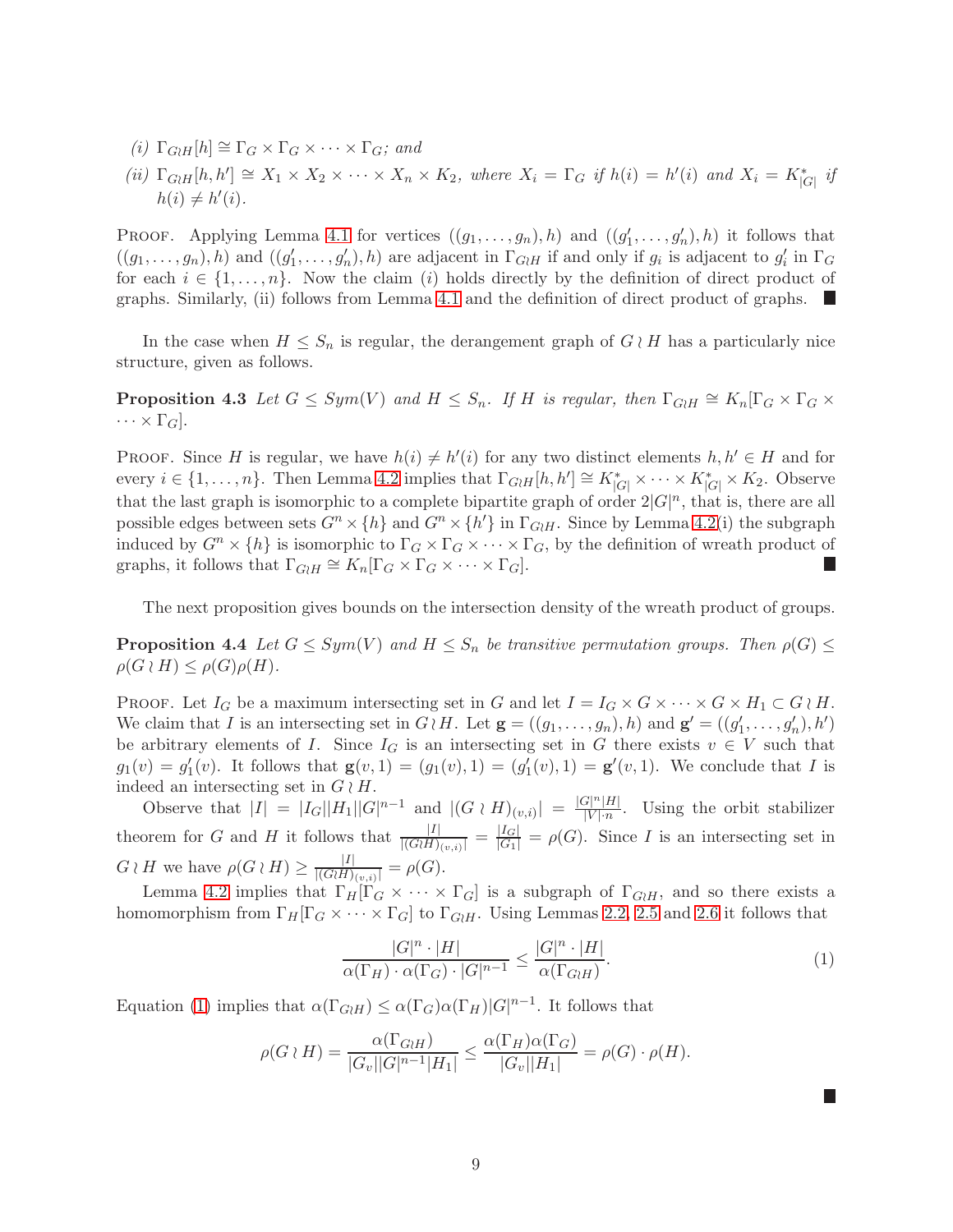*(i)* $\Gamma_{G \wr H}[h] \cong \Gamma_G \times \Gamma_G \times \cdots \times \Gamma_G$; *and*

*(ii)* $\Gamma_{G \wr H}[h, h'] \cong X_1 \times X_2 \times \cdots \times X_n \times K_2$, *where* $X_i = \Gamma_G$ *if* $h(i) = h'(i)$ *and* $X_i = K^*_{|G|}$ *if* $h(i) \neq h'(i)$.

PROOF. Applying Lemma 4.1 for vertices $((g_1, \ldots, g_n), h)$ and $((g'_1, \ldots, g'_n), h)$ it follows that $((g_1, \ldots, g_n), h)$ and $((g'_1, \ldots, g'_n), h)$ are adjacent in $\Gamma_{G \wr H}$ if and only if $g_i$ is adjacent to $g'_i$ in $\Gamma_G$ for each $i \in \{1, \ldots, n\}$. Now the claim $(i)$ holds directly by the definition of direct product of graphs. Similarly, (ii) follows from Lemma 4.1 and the definition of direct product of graphs. ■

In the case when $H \leq S_n$ is regular, the derangement graph of $G \wr H$ has a particularly nice structure, given as follows.

**Proposition 4.3** *Let* $G \leq Sym(V)$ *and* $H \leq S_n$. *If* $H$ *is regular, then* $\Gamma_{G \wr H} \cong K_n[\Gamma_G \times \Gamma_G \times \cdots \times \Gamma_G]$.

PROOF. Since $H$ is regular, we have $h(i) \neq h'(i)$ for any two distinct elements $h, h' \in H$ and for every $i \in \{1, \ldots, n\}$. Then Lemma 4.2 implies that $\Gamma_{G \wr H}[h, h'] \cong K^*_{|G|} \times \cdots \times K^*_{|G|} \times K_2$. Observe that the last graph is isomorphic to a complete bipartite graph of order $2|G|^n$, that is, there are all possible edges between sets $G^n \times \{h\}$ and $G^n \times \{h'\}$ in $\Gamma_{G \wr H}$. Since by Lemma 4.2(i) the subgraph induced by $G^n \times \{h\}$ is isomorphic to $\Gamma_G \times \Gamma_G \times \cdots \times \Gamma_G$, by the definition of wreath product of graphs, it follows that $\Gamma_{G \wr H} \cong K_n[\Gamma_G \times \Gamma_G \times \cdots \times \Gamma_G]$. ■

The next proposition gives bounds on the intersection density of the wreath product of groups.

**Proposition 4.4** *Let* $G \leq Sym(V)$ *and* $H \leq S_n$ *be transitive permutation groups. Then* $\rho(G) \leq \rho(G \wr H) \leq \rho(G)\rho(H)$.

PROOF. Let $I_G$ be a maximum intersecting set in $G$ and let $I = I_G \times G \times \cdots \times G \times H_1 \subset G \wr H$. We claim that $I$ is an intersecting set in $G \wr H$. Let $\mathbf{g} = ((g_1, \ldots, g_n), h)$ and $\mathbf{g}' = ((g'_1, \ldots, g'_n), h')$ be arbitrary elements of $I$. Since $I_G$ is an intersecting set in $G$ there exists $v \in V$ such that $g_1(v) = g'_1(v)$. It follows that $\mathbf{g}(v, 1) = (g_1(v), 1) = (g'_1(v), 1) = \mathbf{g}'(v, 1)$. We conclude that $I$ is indeed an intersecting set in $G \wr H$.

Observe that $|I| = |I_G||H_1||G|^{n-1}$ and $|(G \wr H)_{(v,i)}| = \frac{|G|^n|H|}{|V| \cdot n}$. Using the orbit stabilizer theorem for $G$ and $H$ it follows that $\frac{|I|}{|(G \wr H)_{(v,i)}|} = \frac{|I_G|}{|G_1|} = \rho(G)$. Since $I$ is an intersecting set in $G \wr H$ we have $\rho(G \wr H) \geq \frac{|I|}{|(G \wr H)_{(v,i)}|} = \rho(G)$.

Lemma 4.2 implies that $\Gamma_H[\Gamma_G \times \cdots \times \Gamma_G]$ is a subgraph of $\Gamma_{G \wr H}$, and so there exists a homomorphism from $\Gamma_H[\Gamma_G \times \cdots \times \Gamma_G]$ to $\Gamma_{G \wr H}$. Using Lemmas 2.2, 2.5 and 2.6 it follows that

$$\frac{|G|^n \cdot |H|}{\alpha(\Gamma_H) \cdot \alpha(\Gamma_G) \cdot |G|^{n-1}} \leq \frac{|G|^n \cdot |H|}{\alpha(\Gamma_{G \wr H})}. \tag{1}$$

Equation (1) implies that $\alpha(\Gamma_{G \wr H}) \leq \alpha(\Gamma_G)\alpha(\Gamma_H)|G|^{n-1}$. It follows that

$$\rho(G \wr H) = \frac{\alpha(\Gamma_{G \wr H})}{|G_v||G|^{n-1}|H_1|} \leq \frac{\alpha(\Gamma_H)\alpha(\Gamma_G)}{|G_v||H_1|} = \rho(G) \cdot \rho(H).$$

■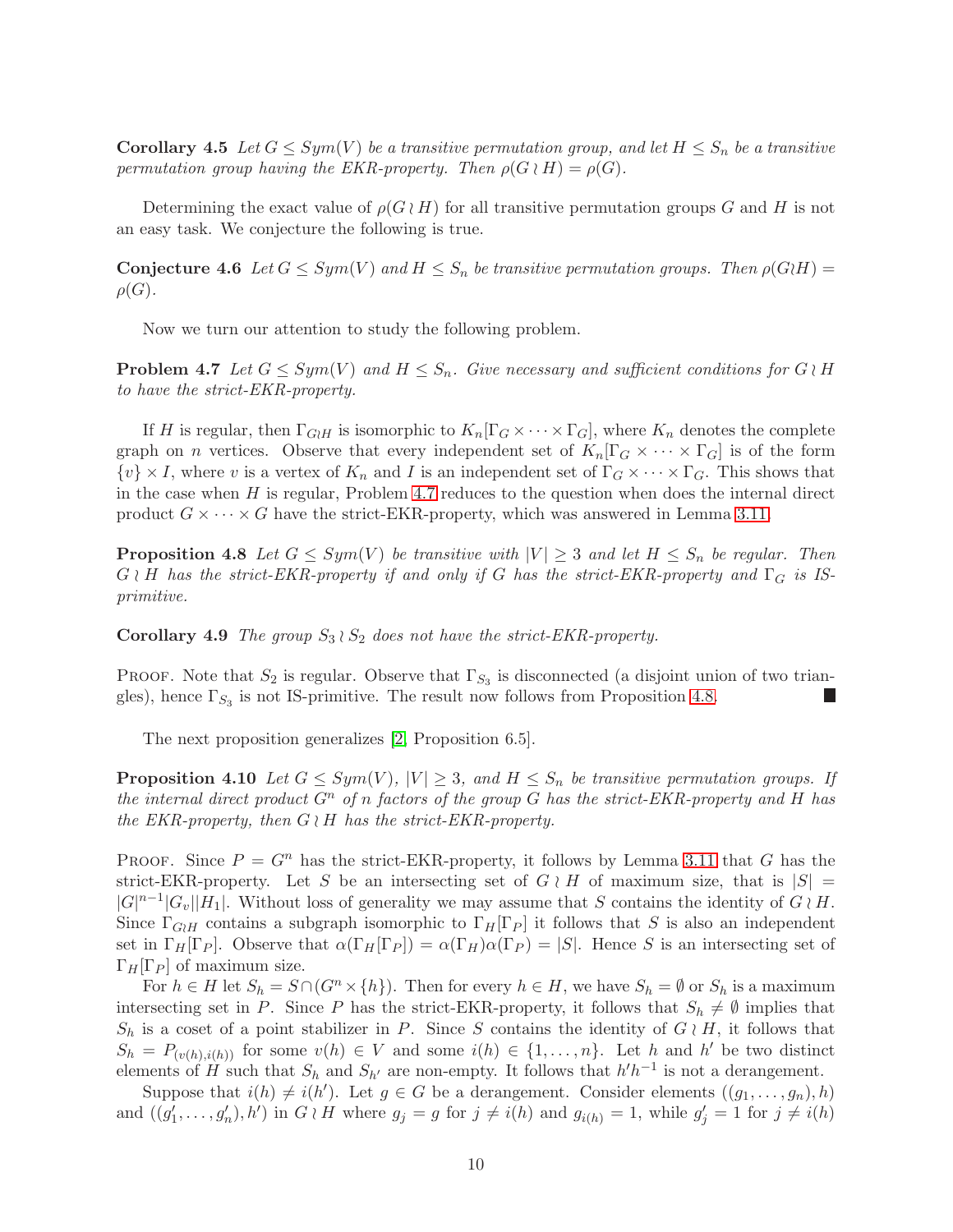**Corollary 4.5** *Let $G \leq Sym(V)$ be a transitive permutation group, and let $H \leq S_n$ be a transitive permutation group having the EKR-property. Then $\rho(G \wr H) = \rho(G)$.*

Determining the exact value of $\rho(G \wr H)$ for all transitive permutation groups $G$ and $H$ is not an easy task. We conjecture the following is true.

**Conjecture 4.6** *Let $G \leq Sym(V)$ and $H \leq S_n$ be transitive permutation groups. Then $\rho(G \wr H) = \rho(G)$.*

Now we turn our attention to study the following problem.

**Problem 4.7** *Let $G \leq Sym(V)$ and $H \leq S_n$. Give necessary and sufficient conditions for $G \wr H$ to have the strict-EKR-property.*

If $H$ is regular, then $\Gamma_{G \wr H}$ is isomorphic to $K_n[\Gamma_G \times \cdots \times \Gamma_G]$, where $K_n$ denotes the complete graph on $n$ vertices. Observe that every independent set of $K_n[\Gamma_G \times \cdots \times \Gamma_G]$ is of the form $\{v\} \times I$, where $v$ is a vertex of $K_n$ and $I$ is an independent set of $\Gamma_G \times \cdots \times \Gamma_G$. This shows that in the case when $H$ is regular, Problem 4.7 reduces to the question when does the internal direct product $G \times \cdots \times G$ have the strict-EKR-property, which was answered in Lemma 3.11.

**Proposition 4.8** *Let $G \leq Sym(V)$ be transitive with $|V| \geq 3$ and let $H \leq S_n$ be regular. Then $G \wr H$ has the strict-EKR-property if and only if $G$ has the strict-EKR-property and $\Gamma_G$ is IS-primitive.*

**Corollary 4.9** *The group $S_3 \wr S_2$ does not have the strict-EKR-property.*

Proof. Note that $S_2$ is regular. Observe that $\Gamma_{S_3}$ is disconnected (a disjoint union of two triangles), hence $\Gamma_{S_3}$ is not IS-primitive. The result now follows from Proposition 4.8. ∎

The next proposition generalizes [2, Proposition 6.5].

**Proposition 4.10** *Let $G \leq Sym(V)$, $|V| \geq 3$, and $H \leq S_n$ be transitive permutation groups. If the internal direct product $G^n$ of $n$ factors of the group $G$ has the strict-EKR-property and $H$ has the EKR-property, then $G \wr H$ has the strict-EKR-property.*

Proof. Since $P = G^n$ has the strict-EKR-property, it follows by Lemma 3.11 that $G$ has the strict-EKR-property. Let $S$ be an intersecting set of $G \wr H$ of maximum size, that is $|S| = |G|^{n-1}|G_v||H_1|$. Without loss of generality we may assume that $S$ contains the identity of $G \wr H$. Since $\Gamma_{G \wr H}$ contains a subgraph isomorphic to $\Gamma_H[\Gamma_P]$ it follows that $S$ is also an independent set in $\Gamma_H[\Gamma_P]$. Observe that $\alpha(\Gamma_H[\Gamma_P]) = \alpha(\Gamma_H)\alpha(\Gamma_P) = |S|$. Hence $S$ is an intersecting set of $\Gamma_H[\Gamma_P]$ of maximum size.

For $h \in H$ let $S_h = S \cap (G^n \times \{h\})$. Then for every $h \in H$, we have $S_h = \emptyset$ or $S_h$ is a maximum intersecting set in $P$. Since $P$ has the strict-EKR-property, it follows that $S_h \neq \emptyset$ implies that $S_h$ is a coset of a point stabilizer in $P$. Since $S$ contains the identity of $G \wr H$, it follows that $S_h = P_{(v(h),i(h))}$ for some $v(h) \in V$ and some $i(h) \in \{1, \ldots, n\}$. Let $h$ and $h'$ be two distinct elements of $H$ such that $S_h$ and $S_{h'}$ are non-empty. It follows that $h'h^{-1}$ is not a derangement.

Suppose that $i(h) \neq i(h')$. Let $g \in G$ be a derangement. Consider elements $((g_1, \ldots, g_n), h)$ and $((g'_1, \ldots, g'_n), h')$ in $G \wr H$ where $g_j = g$ for $j \neq i(h)$ and $g_{i(h)} = 1$, while $g'_j = 1$ for $j \neq i(h)$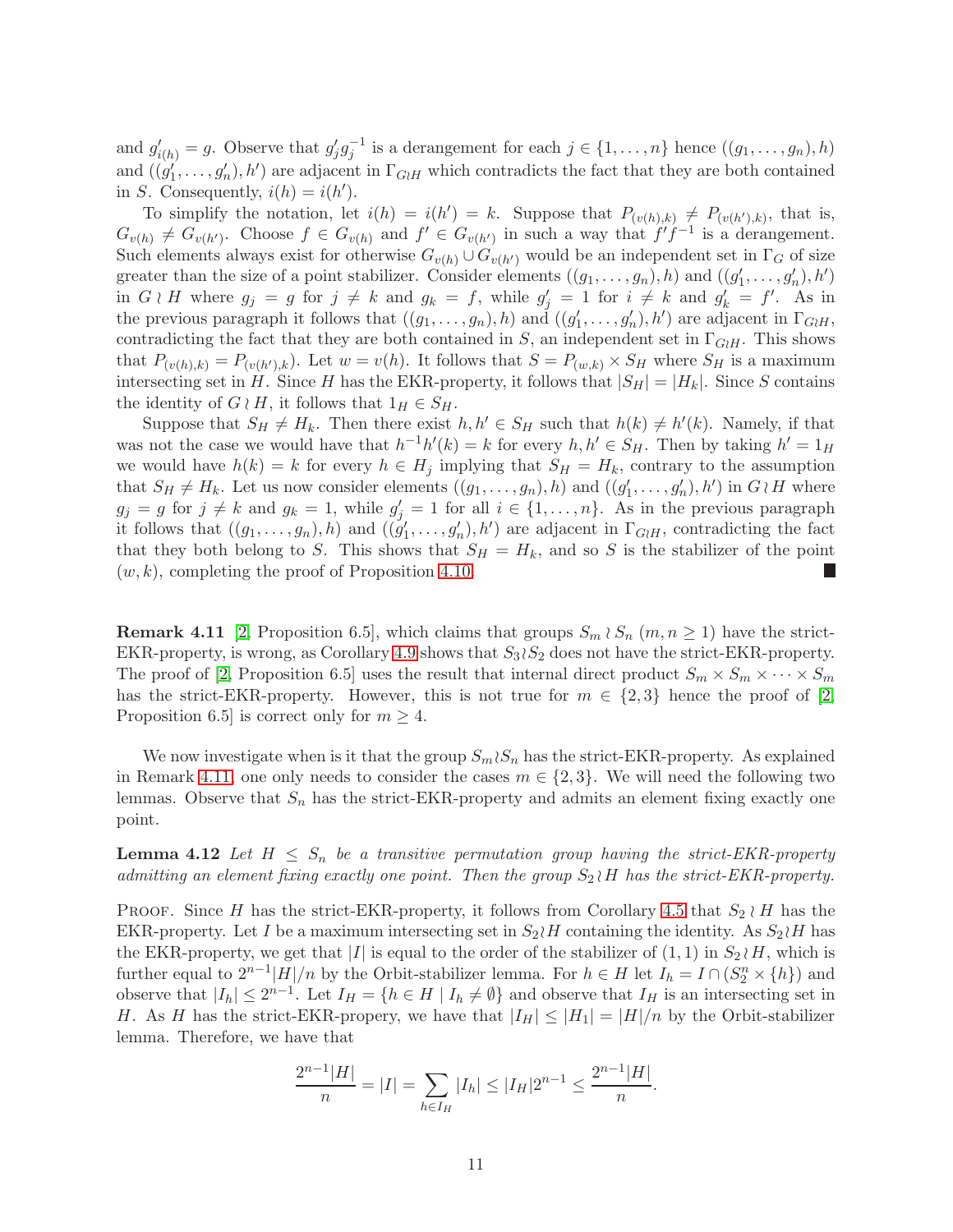and $g'_{i(h)} = g$. Observe that $g'_j g_j^{-1}$ is a derangement for each $j \in \{1, \dots, n\}$ hence $((g_1, \dots, g_n), h)$ and $((g'_1, \dots, g'_n), h')$ are adjacent in $\Gamma_{G \wr H}$ which contradicts the fact that they are both contained in $S$. Consequently, $i(h) = i(h')$.

To simplify the notation, let $i(h) = i(h') = k$. Suppose that $P_{(v(h),k)} \neq P_{(v(h'),k)}$, that is, $G_{v(h)} \neq G_{v(h')}$. Choose $f \in G_{v(h)}$ and $f' \in G_{v(h')}$ in such a way that $f' f^{-1}$ is a derangement. Such elements always exist for otherwise $G_{v(h)} \cup G_{v(h')}$ would be an independent set in $\Gamma_G$ of size greater than the size of a point stabilizer. Consider elements $((g_1, \dots, g_n), h)$ and $((g'_1, \dots, g'_n), h')$ in $G \wr H$ where $g_j = g$ for $j \neq k$ and $g_k = f$, while $g'_j = 1$ for $i \neq k$ and $g'_k = f'$. As in the previous paragraph it follows that $((g_1, \dots, g_n), h)$ and $((g'_1, \dots, g'_n), h')$ are adjacent in $\Gamma_{G \wr H}$, contradicting the fact that they are both contained in $S$, an independent set in $\Gamma_{G \wr H}$. This shows that $P_{(v(h),k)} = P_{(v(h'),k)}$. Let $w = v(h)$. It follows that $S = P_{(w,k)} \times S_H$ where $S_H$ is a maximum intersecting set in $H$. Since $H$ has the EKR-property, it follows that $|S_H| = |H_k|$. Since $S$ contains the identity of $G \wr H$, it follows that $1_H \in S_H$.

Suppose that $S_H \neq H_k$. Then there exist $h, h' \in S_H$ such that $h(k) \neq h'(k)$. Namely, if that was not the case we would have that $h^{-1} h'(k) = k$ for every $h, h' \in S_H$. Then by taking $h' = 1_H$ we would have $h(k) = k$ for every $h \in H_j$ implying that $S_H = H_k$, contrary to the assumption that $S_H \neq H_k$. Let us now consider elements $((g_1, \dots, g_n), h)$ and $((g'_1, \dots, g'_n), h')$ in $G \wr H$ where $g_j = g$ for $j \neq k$ and $g_k = 1$, while $g'_j = 1$ for all $i \in \{1, \dots, n\}$. As in the previous paragraph it follows that $((g_1, \dots, g_n), h)$ and $((g'_1, \dots, g'_n), h')$ are adjacent in $\Gamma_{G \wr H}$, contradicting the fact that they both belong to $S$. This shows that $S_H = H_k$, and so $S$ is the stabilizer of the point $(w, k)$, completing the proof of Proposition 4.10. ∎

**Remark 4.11** [2, Proposition 6.5], which claims that groups $S_m \wr S_n$ $(m, n \geq 1)$ have the strict-EKR-property, is wrong, as Corollary 4.9 shows that $S_3 \wr S_2$ does not have the strict-EKR-property. The proof of [2, Proposition 6.5] uses the result that internal direct product $S_m \times S_m \times \cdots \times S_m$ has the strict-EKR-property. However, this is not true for $m \in \{2, 3\}$ hence the proof of [2, Proposition 6.5] is correct only for $m \geq 4$.

We now investigate when is it that the group $S_m \wr S_n$ has the strict-EKR-property. As explained in Remark 4.11, one only needs to consider the cases $m \in \{2, 3\}$. We will need the following two lemmas. Observe that $S_n$ has the strict-EKR-property and admits an element fixing exactly one point.

**Lemma 4.12** *Let $H \leq S_n$ be a transitive permutation group having the strict-EKR-property admitting an element fixing exactly one point. Then the group $S_2 \wr H$ has the strict-EKR-property.*

Proof. Since $H$ has the strict-EKR-property, it follows from Corollary 4.5 that $S_2 \wr H$ has the EKR-property. Let $I$ be a maximum intersecting set in $S_2 \wr H$ containing the identity. As $S_2 \wr H$ has the EKR-property, we get that $|I|$ is equal to the order of the stabilizer of $(1, 1)$ in $S_2 \wr H$, which is further equal to $2^{n-1}|H|/n$ by the Orbit-stabilizer lemma. For $h \in H$ let $I_h = I \cap (S_2^n \times \{h\})$ and observe that $|I_h| \leq 2^{n-1}$. Let $I_H = \{h \in H \mid I_h \neq \emptyset\}$ and observe that $I_H$ is an intersecting set in $H$. As $H$ has the strict-EKR-propery, we have that $|I_H| \leq |H_1| = |H|/n$ by the Orbit-stabilizer lemma. Therefore, we have that

$$\frac{2^{n-1}|H|}{n} = |I| = \sum_{h \in I_H} |I_h| \leq |I_H| 2^{n-1} \leq \frac{2^{n-1}|H|}{n}.$$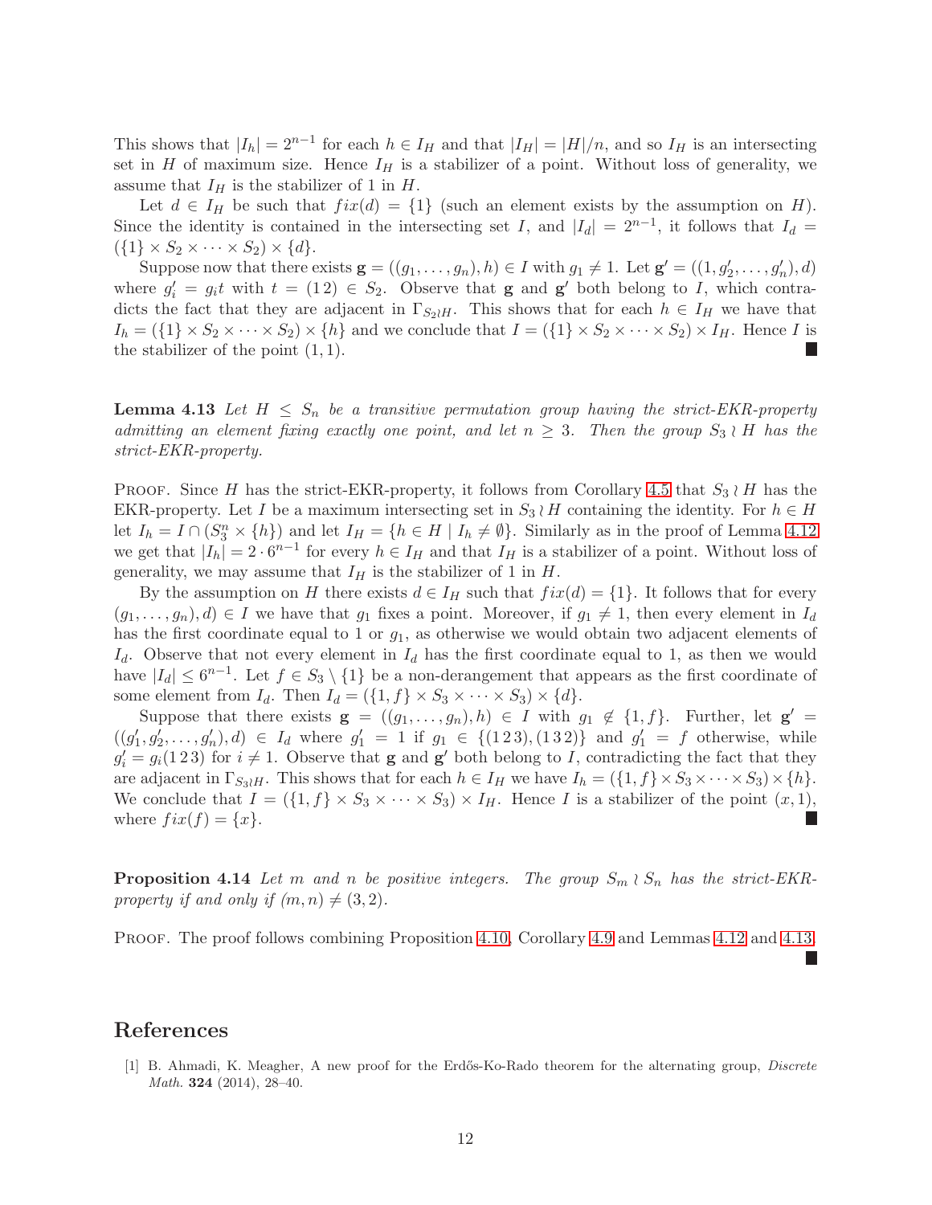This shows that $|I_h| = 2^{n-1}$ for each $h \in I_H$ and that $|I_H| = |H|/n$, and so $I_H$ is an intersecting set in $H$ of maximum size. Hence $I_H$ is a stabilizer of a point. Without loss of generality, we assume that $I_H$ is the stabilizer of 1 in $H$.

Let $d \in I_H$ be such that $fix(d) = \{1\}$ (such an element exists by the assumption on $H$). Since the identity is contained in the intersecting set $I$, and $|I_d| = 2^{n-1}$, it follows that $I_d = (\{1\} \times S_2 \times \cdots \times S_2) \times \{d\}$.

Suppose now that there exists $\mathbf{g} = ((g_1, \ldots, g_n), h) \in I$ with $g_1 \neq 1$. Let $\mathbf{g}' = ((1, g_2', \ldots, g_n'), d)$ where $g_i' = g_i t$ with $t = (1\,2) \in S_2$. Observe that $\mathbf{g}$ and $\mathbf{g}'$ both belong to $I$, which contradicts the fact that they are adjacent in $\Gamma_{S_2 \wr H}$. This shows that for each $h \in I_H$ we have that $I_h = (\{1\} \times S_2 \times \cdots \times S_2) \times \{h\}$ and we conclude that $I = (\{1\} \times S_2 \times \cdots \times S_2) \times I_H$. Hence $I$ is the stabilizer of the point $(1, 1)$. ■

**Lemma 4.13** *Let $H \leq S_n$ be a transitive permutation group having the strict-EKR-property admitting an element fixing exactly one point, and let $n \geq 3$. Then the group $S_3 \wr H$ has the strict-EKR-property.*

Proof. Since $H$ has the strict-EKR-property, it follows from Corollary 4.5 that $S_3 \wr H$ has the EKR-property. Let $I$ be a maximum intersecting set in $S_3 \wr H$ containing the identity. For $h \in H$ let $I_h = I \cap (S_3^n \times \{h\})$ and let $I_H = \{h \in H \mid I_h \neq \emptyset\}$. Similarly as in the proof of Lemma 4.12 we get that $|I_h| = 2 \cdot 6^{n-1}$ for every $h \in I_H$ and that $I_H$ is a stabilizer of a point. Without loss of generality, we may assume that $I_H$ is the stabilizer of 1 in $H$.

By the assumption on $H$ there exists $d \in I_H$ such that $fix(d) = \{1\}$. It follows that for every $(g_1, \ldots, g_n), d) \in I$ we have that $g_1$ fixes a point. Moreover, if $g_1 \neq 1$, then every element in $I_d$ has the first coordinate equal to 1 or $g_1$, as otherwise we would obtain two adjacent elements of $I_d$. Observe that not every element in $I_d$ has the first coordinate equal to 1, as then we would have $|I_d| \leq 6^{n-1}$. Let $f \in S_3 \setminus \{1\}$ be a non-derangement that appears as the first coordinate of some element from $I_d$. Then $I_d = (\{1, f\} \times S_3 \times \cdots \times S_3) \times \{d\}$.

Suppose that there exists $\mathbf{g} = ((g_1, \ldots, g_n), h) \in I$ with $g_1 \notin \{1, f\}$. Further, let $\mathbf{g}' = ((g_1', g_2', \ldots, g_n'), d) \in I_d$ where $g_1' = 1$ if $g_1 \in \{(1\,2\,3), (1\,3\,2)\}$ and $g_1' = f$ otherwise, while $g_i' = g_i(1\,2\,3)$ for $i \neq 1$. Observe that $\mathbf{g}$ and $\mathbf{g}'$ both belong to $I$, contradicting the fact that they are adjacent in $\Gamma_{S_3 \wr H}$. This shows that for each $h \in I_H$ we have $I_h = (\{1, f\} \times S_3 \times \cdots \times S_3) \times \{h\}$. We conclude that $I = (\{1, f\} \times S_3 \times \cdots \times S_3) \times I_H$. Hence $I$ is a stabilizer of the point $(x, 1)$, where $fix(f) = \{x\}$. ■

**Proposition 4.14** *Let $m$ and $n$ be positive integers. The group $S_m \wr S_n$ has the strict-EKR-property if and only if $(m, n) \neq (3, 2)$.*

Proof. The proof follows combining Proposition 4.10, Corollary 4.9 and Lemmas 4.12 and 4.13. ■

# References

[1] B. Ahmadi, K. Meagher, A new proof for the Erdős-Ko-Rado theorem for the alternating group, *Discrete Math.* **324** (2014), 28–40.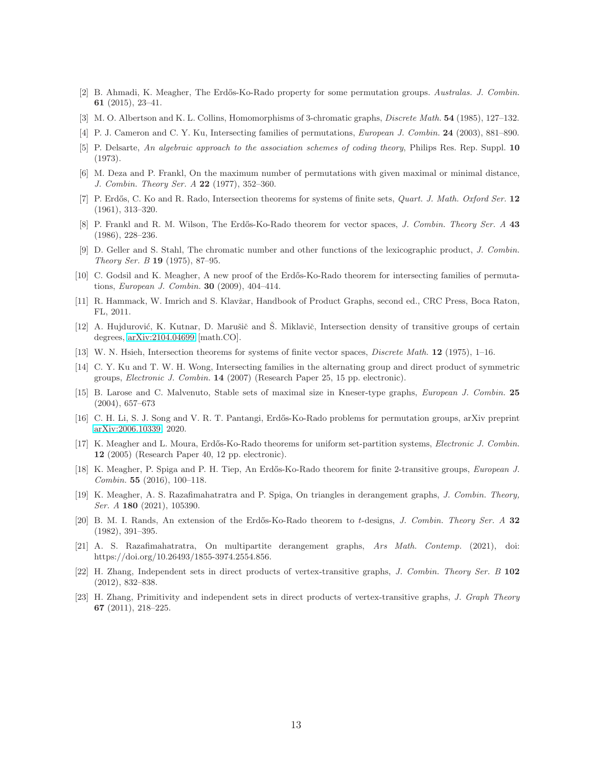[2] B. Ahmadi, K. Meagher, The Erdős-Ko-Rado property for some permutation groups. *Australas. J. Combin.* **61** (2015), 23–41.

[3] M. O. Albertson and K. L. Collins, Homomorphisms of 3-chromatic graphs, *Discrete Math.* **54** (1985), 127–132.

[4] P. J. Cameron and C. Y. Ku, Intersecting families of permutations, *European J. Combin.* **24** (2003), 881–890.

[5] P. Delsarte, *An algebraic approach to the association schemes of coding theory*, Philips Res. Rep. Suppl. **10** (1973).

[6] M. Deza and P. Frankl, On the maximum number of permutations with given maximal or minimal distance, *J. Combin. Theory Ser. A* **22** (1977), 352–360.

[7] P. Erdős, C. Ko and R. Rado, Intersection theorems for systems of finite sets, *Quart. J. Math. Oxford Ser.* **12** (1961), 313–320.

[8] P. Frankl and R. M. Wilson, The Erdős-Ko-Rado theorem for vector spaces, *J. Combin. Theory Ser. A* **43** (1986), 228–236.

[9] D. Geller and S. Stahl, The chromatic number and other functions of the lexicographic product, *J. Combin. Theory Ser. B* **19** (1975), 87–95.

[10] C. Godsil and K. Meagher, A new proof of the Erdős-Ko-Rado theorem for intersecting families of permutations, *European J. Combin.* **30** (2009), 404–414.

[11] R. Hammack, W. Imrich and S. Klavžar, Handbook of Product Graphs, second ed., CRC Press, Boca Raton, FL, 2011.

[12] A. Hujdurović, K. Kutnar, D. Marušič and Š. Miklavič, Intersection density of transitive groups of certain degrees, arXiv:2104.04699 [math.CO].

[13] W. N. Hsieh, Intersection theorems for systems of finite vector spaces, *Discrete Math.* **12** (1975), 1–16.

[14] C. Y. Ku and T. W. H. Wong, Intersecting families in the alternating group and direct product of symmetric groups, *Electronic J. Combin.* **14** (2007) (Research Paper 25, 15 pp. electronic).

[15] B. Larose and C. Malvenuto, Stable sets of maximal size in Kneser-type graphs, *European J. Combin.* **25** (2004), 657–673

[16] C. H. Li, S. J. Song and V. R. T. Pantangi, Erdős-Ko-Rado problems for permutation groups, arXiv preprint arXiv:2006.10339, 2020.

[17] K. Meagher and L. Moura, Erdős-Ko-Rado theorems for uniform set-partition systems, *Electronic J. Combin.* **12** (2005) (Research Paper 40, 12 pp. electronic).

[18] K. Meagher, P. Spiga and P. H. Tiep, An Erdős-Ko-Rado theorem for finite 2-transitive groups, *European J. Combin.* **55** (2016), 100–118.

[19] K. Meagher, A. S. Razafimahatratra and P. Spiga, On triangles in derangement graphs, *J. Combin. Theory, Ser. A* **180** (2021), 105390.

[20] B. M. I. Rands, An extension of the Erdős-Ko-Rado theorem to $t$-designs, *J. Combin. Theory Ser. A* **32** (1982), 391–395.

[21] A. S. Razafimahatratra, On multipartite derangement graphs, *Ars Math. Contemp.* (2021), doi: https://doi.org/10.26493/1855-3974.2554.856.

[22] H. Zhang, Independent sets in direct products of vertex-transitive graphs, *J. Combin. Theory Ser. B* **102** (2012), 832–838.

[23] H. Zhang, Primitivity and independent sets in direct products of vertex-transitive graphs, *J. Graph Theory* **67** (2011), 218–225.